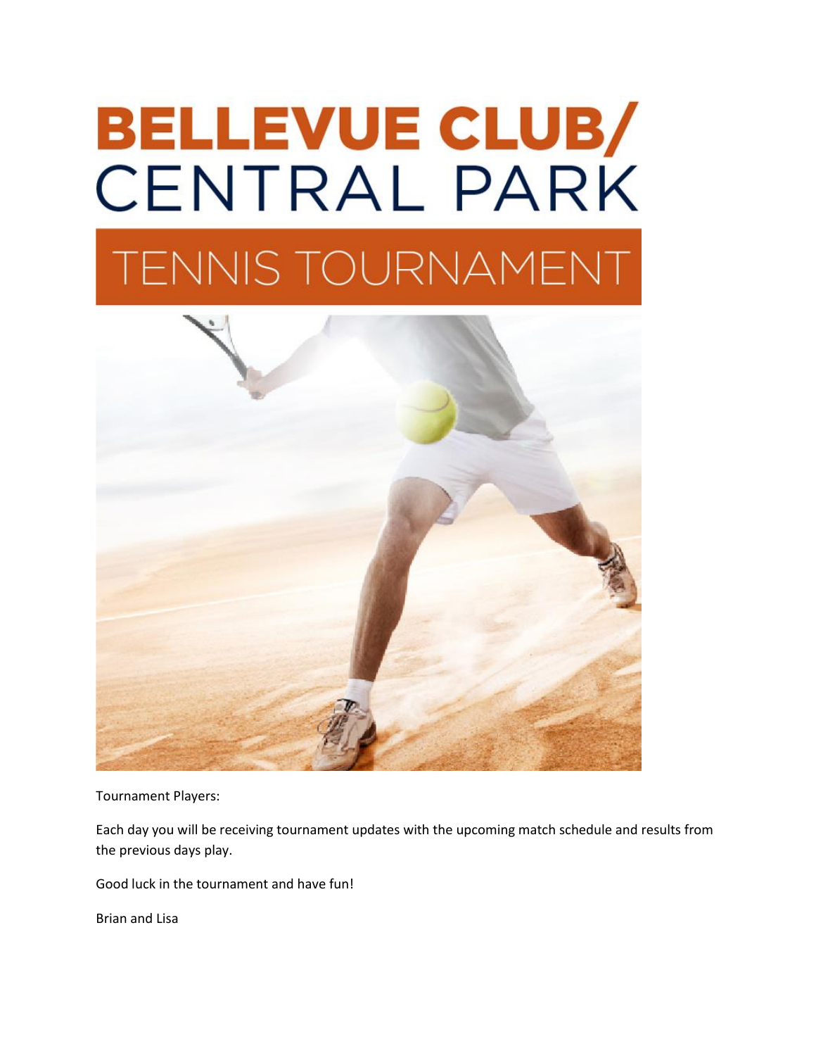# BELLEVUE CLUB/
# CENTRAL PARK
## TENNIS TOURNAMENT

Tournament Players:

Each day you will be receiving tournament updates with the upcoming match schedule and results from the previous days play.

Good luck in the tournament and have fun!

Brian and Lisa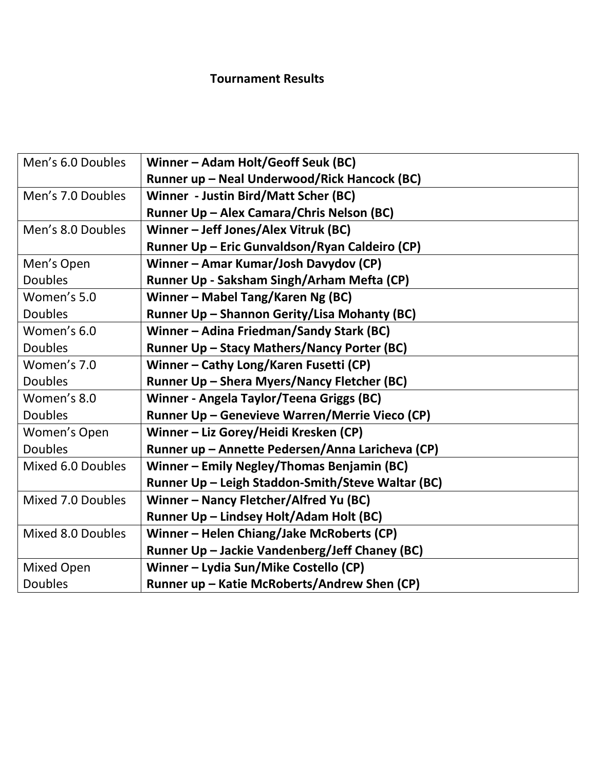**Tournament Results**

| Event | Results |
|---|---|
| Men's 6.0 Doubles | **Winner – Adam Holt/Geoff Seuk (BC)**<br>**Runner up – Neal Underwood/Rick Hancock (BC)** |
| Men's 7.0 Doubles | **Winner - Justin Bird/Matt Scher (BC)**<br>**Runner Up – Alex Camara/Chris Nelson (BC)** |
| Men's 8.0 Doubles | **Winner – Jeff Jones/Alex Vitruk (BC)**<br>**Runner Up – Eric Gunvaldson/Ryan Caldeiro (CP)** |
| Men's Open Doubles | **Winner – Amar Kumar/Josh Davydov (CP)**<br>**Runner Up - Saksham Singh/Arham Mefta (CP)** |
| Women's 5.0 Doubles | **Winner – Mabel Tang/Karen Ng (BC)**<br>**Runner Up – Shannon Gerity/Lisa Mohanty (BC)** |
| Women's 6.0 Doubles | **Winner – Adina Friedman/Sandy Stark (BC)**<br>**Runner Up – Stacy Mathers/Nancy Porter (BC)** |
| Women's 7.0 Doubles | **Winner – Cathy Long/Karen Fusetti (CP)**<br>**Runner Up – Shera Myers/Nancy Fletcher (BC)** |
| Women's 8.0 Doubles | **Winner - Angela Taylor/Teena Griggs (BC)**<br>**Runner Up – Genevieve Warren/Merrie Vieco (CP)** |
| Women's Open Doubles | **Winner – Liz Gorey/Heidi Kresken (CP)**<br>**Runner up – Annette Pedersen/Anna Laricheva (CP)** |
| Mixed 6.0 Doubles | **Winner – Emily Negley/Thomas Benjamin (BC)**<br>**Runner Up – Leigh Staddon-Smith/Steve Waltar (BC)** |
| Mixed 7.0 Doubles | **Winner – Nancy Fletcher/Alfred Yu (BC)**<br>**Runner Up – Lindsey Holt/Adam Holt (BC)** |
| Mixed 8.0 Doubles | **Winner – Helen Chiang/Jake McRoberts (CP)**<br>**Runner Up – Jackie Vandenberg/Jeff Chaney (BC)** |
| Mixed Open Doubles | **Winner – Lydia Sun/Mike Costello (CP)**<br>**Runner up – Katie McRoberts/Andrew Shen (CP)** |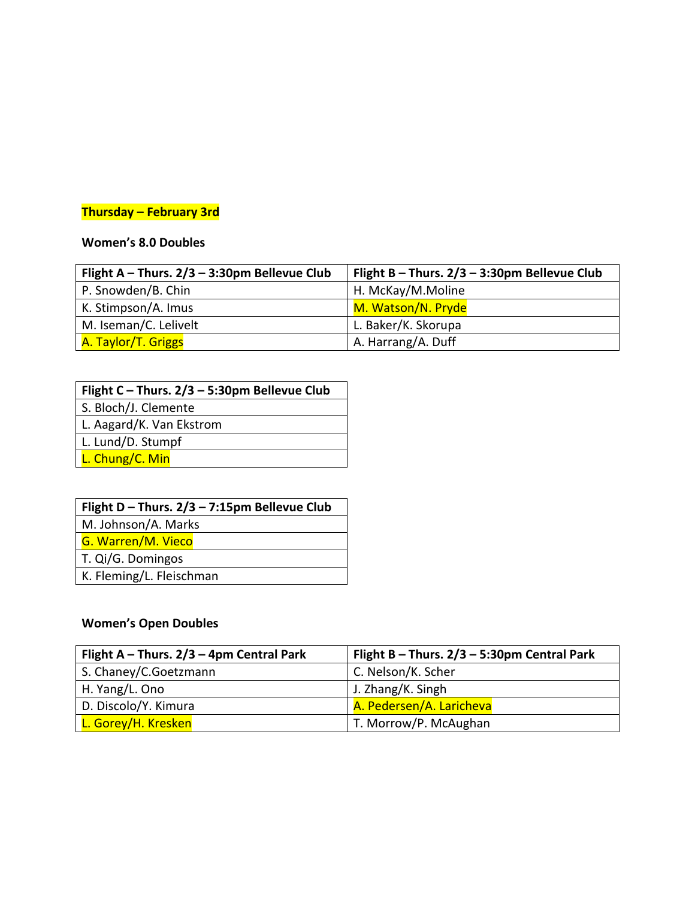**Thursday – February 3rd**

**Women's 8.0 Doubles**

| Flight A – Thurs. 2/3 – 3:30pm Bellevue Club | Flight B – Thurs. 2/3 – 3:30pm Bellevue Club |
|---|---|
| P. Snowden/B. Chin | H. McKay/M.Moline |
| K. Stimpson/A. Imus | M. Watson/N. Pryde |
| M. Iseman/C. Lelivelt | L. Baker/K. Skorupa |
| A. Taylor/T. Griggs | A. Harrang/A. Duff |

| Flight C – Thurs. 2/3 – 5:30pm Bellevue Club |
|---|
| S. Bloch/J. Clemente |
| L. Aagard/K. Van Ekstrom |
| L. Lund/D. Stumpf |
| L. Chung/C. Min |

| Flight D – Thurs. 2/3 – 7:15pm Bellevue Club |
|---|
| M. Johnson/A. Marks |
| G. Warren/M. Vieco |
| T. Qi/G. Domingos |
| K. Fleming/L. Fleischman |

**Women's Open Doubles**

| Flight A – Thurs. 2/3 – 4pm Central Park | Flight B – Thurs. 2/3 – 5:30pm Central Park |
|---|---|
| S. Chaney/C.Goetzmann | C. Nelson/K. Scher |
| H. Yang/L. Ono | J. Zhang/K. Singh |
| D. Discolo/Y. Kimura | A. Pedersen/A. Laricheva |
| L. Gorey/H. Kresken | T. Morrow/P. McAughan |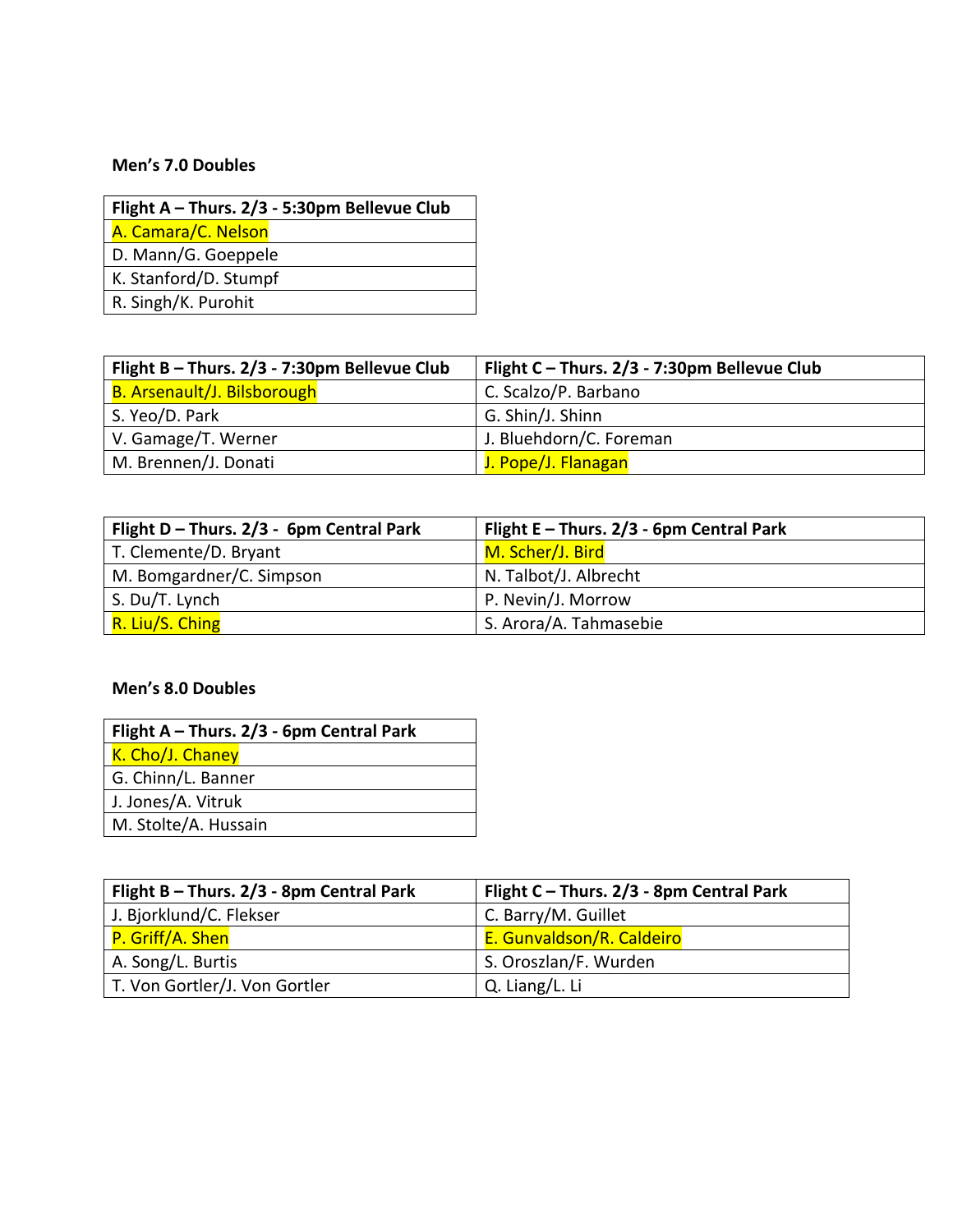**Men's 7.0 Doubles**

| Flight A – Thurs. 2/3 - 5:30pm Bellevue Club |
|---|
| A. Camara/C. Nelson |
| D. Mann/G. Goeppele |
| K. Stanford/D. Stumpf |
| R. Singh/K. Purohit |

| Flight B – Thurs. 2/3 - 7:30pm Bellevue Club | Flight C – Thurs. 2/3 - 7:30pm Bellevue Club |
|---|---|
| B. Arsenault/J. Bilsborough | C. Scalzo/P. Barbano |
| S. Yeo/D. Park | G. Shin/J. Shinn |
| V. Gamage/T. Werner | J. Bluehdorn/C. Foreman |
| M. Brennen/J. Donati | J. Pope/J. Flanagan |

| Flight D – Thurs. 2/3 - 6pm Central Park | Flight E – Thurs. 2/3 - 6pm Central Park |
|---|---|
| T. Clemente/D. Bryant | M. Scher/J. Bird |
| M. Bomgardner/C. Simpson | N. Talbot/J. Albrecht |
| S. Du/T. Lynch | P. Nevin/J. Morrow |
| R. Liu/S. Ching | S. Arora/A. Tahmasebie |

**Men's 8.0 Doubles**

| Flight A – Thurs. 2/3 - 6pm Central Park |
|---|
| K. Cho/J. Chaney |
| G. Chinn/L. Banner |
| J. Jones/A. Vitruk |
| M. Stolte/A. Hussain |

| Flight B – Thurs. 2/3 - 8pm Central Park | Flight C – Thurs. 2/3 - 8pm Central Park |
|---|---|
| J. Bjorklund/C. Flekser | C. Barry/M. Guillet |
| P. Griff/A. Shen | E. Gunvaldson/R. Caldeiro |
| A. Song/L. Burtis | S. Oroszlan/F. Wurden |
| T. Von Gortler/J. Von Gortler | Q. Liang/L. Li |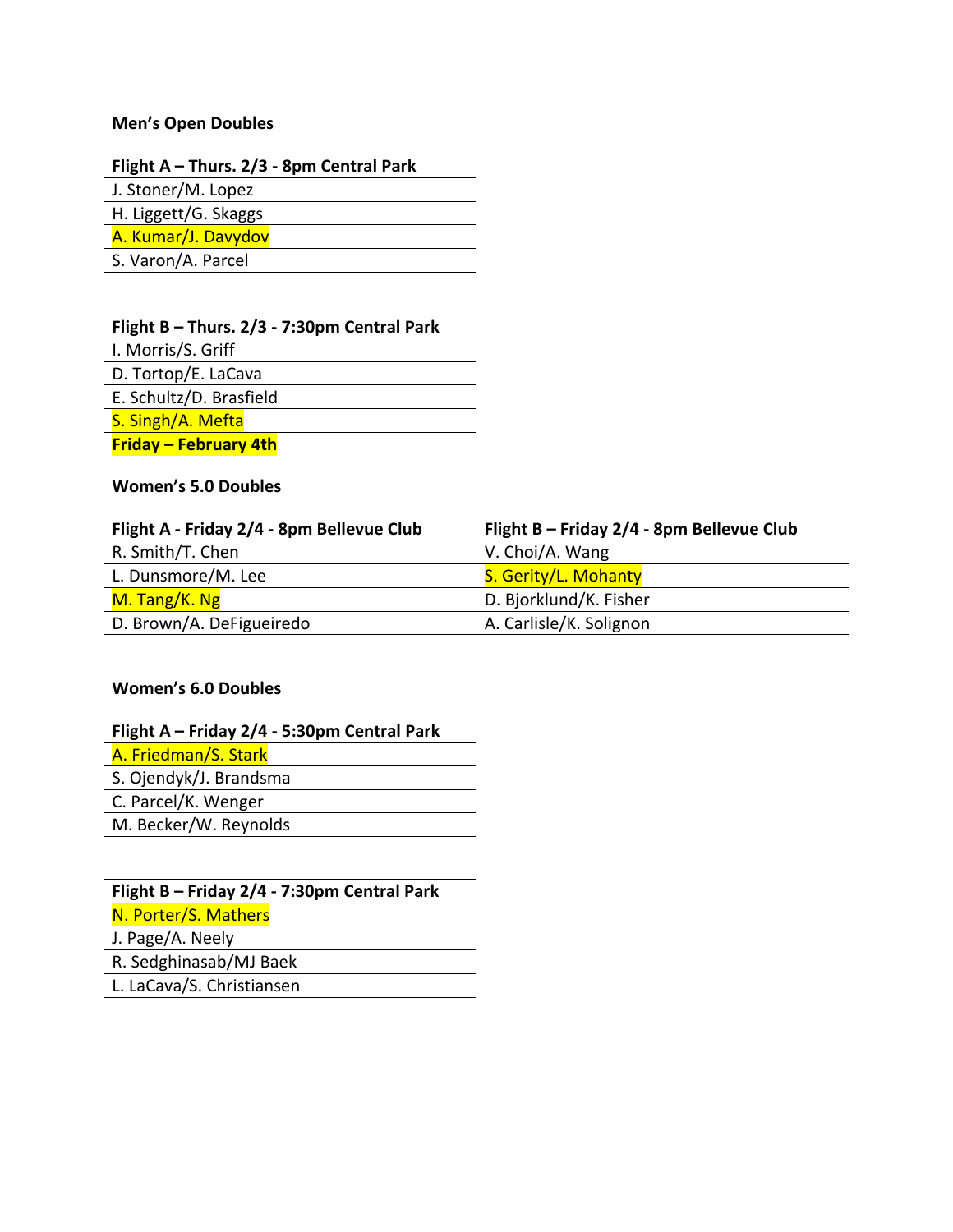**Men's Open Doubles**

| Flight A – Thurs. 2/3 - 8pm Central Park |
| --- |
| J. Stoner/M. Lopez |
| H. Liggett/G. Skaggs |
| A. Kumar/J. Davydov |
| S. Varon/A. Parcel |

| Flight B – Thurs. 2/3 - 7:30pm Central Park |
| --- |
| I. Morris/S. Griff |
| D. Tortop/E. LaCava |
| E. Schultz/D. Brasfield |
| S. Singh/A. Mefta |

**Friday – February 4th**

**Women's 5.0 Doubles**

| Flight A - Friday 2/4 - 8pm Bellevue Club | Flight B – Friday 2/4 - 8pm Bellevue Club |
| --- | --- |
| R. Smith/T. Chen | V. Choi/A. Wang |
| L. Dunsmore/M. Lee | S. Gerity/L. Mohanty |
| M. Tang/K. Ng | D. Bjorklund/K. Fisher |
| D. Brown/A. DeFigueiredo | A. Carlisle/K. Solignon |

**Women's 6.0 Doubles**

| Flight A – Friday 2/4 - 5:30pm Central Park |
| --- |
| A. Friedman/S. Stark |
| S. Ojendyk/J. Brandsma |
| C. Parcel/K. Wenger |
| M. Becker/W. Reynolds |

| Flight B – Friday 2/4 - 7:30pm Central Park |
| --- |
| N. Porter/S. Mathers |
| J. Page/A. Neely |
| R. Sedghinasab/MJ Baek |
| L. LaCava/S. Christiansen |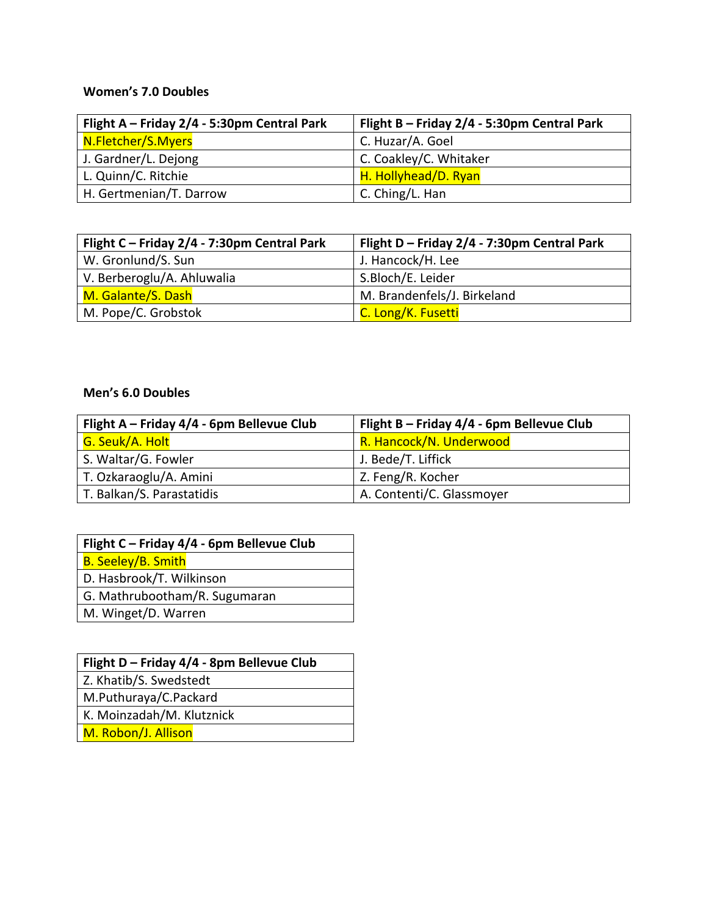**Women's 7.0 Doubles**

| Flight A – Friday 2/4 - 5:30pm Central Park | Flight B – Friday 2/4 - 5:30pm Central Park |
|---|---|
| N.Fletcher/S.Myers | C. Huzar/A. Goel |
| J. Gardner/L. Dejong | C. Coakley/C. Whitaker |
| L. Quinn/C. Ritchie | H. Hollyhead/D. Ryan |
| H. Gertmenian/T. Darrow | C. Ching/L. Han |

| Flight C – Friday 2/4 - 7:30pm Central Park | Flight D – Friday 2/4 - 7:30pm Central Park |
|---|---|
| W. Gronlund/S. Sun | J. Hancock/H. Lee |
| V. Berberoglu/A. Ahluwalia | S.Bloch/E. Leider |
| M. Galante/S. Dash | M. Brandenfels/J. Birkeland |
| M. Pope/C. Grobstok | C. Long/K. Fusetti |

**Men's 6.0 Doubles**

| Flight A – Friday 4/4 - 6pm Bellevue Club | Flight B – Friday 4/4 - 6pm Bellevue Club |
|---|---|
| G. Seuk/A. Holt | R. Hancock/N. Underwood |
| S. Waltar/G. Fowler | J. Bede/T. Liffick |
| T. Ozkaraoglu/A. Amini | Z. Feng/R. Kocher |
| T. Balkan/S. Parastatidis | A. Contenti/C. Glassmoyer |

| Flight C – Friday 4/4 - 6pm Bellevue Club |
|---|
| B. Seeley/B. Smith |
| D. Hasbrook/T. Wilkinson |
| G. Mathrubootham/R. Sugumaran |
| M. Winget/D. Warren |

| Flight D – Friday 4/4 - 8pm Bellevue Club |
|---|
| Z. Khatib/S. Swedstedt |
| M.Puthuraya/C.Packard |
| K. Moinzadah/M. Klutznick |
| M. Robon/J. Allison |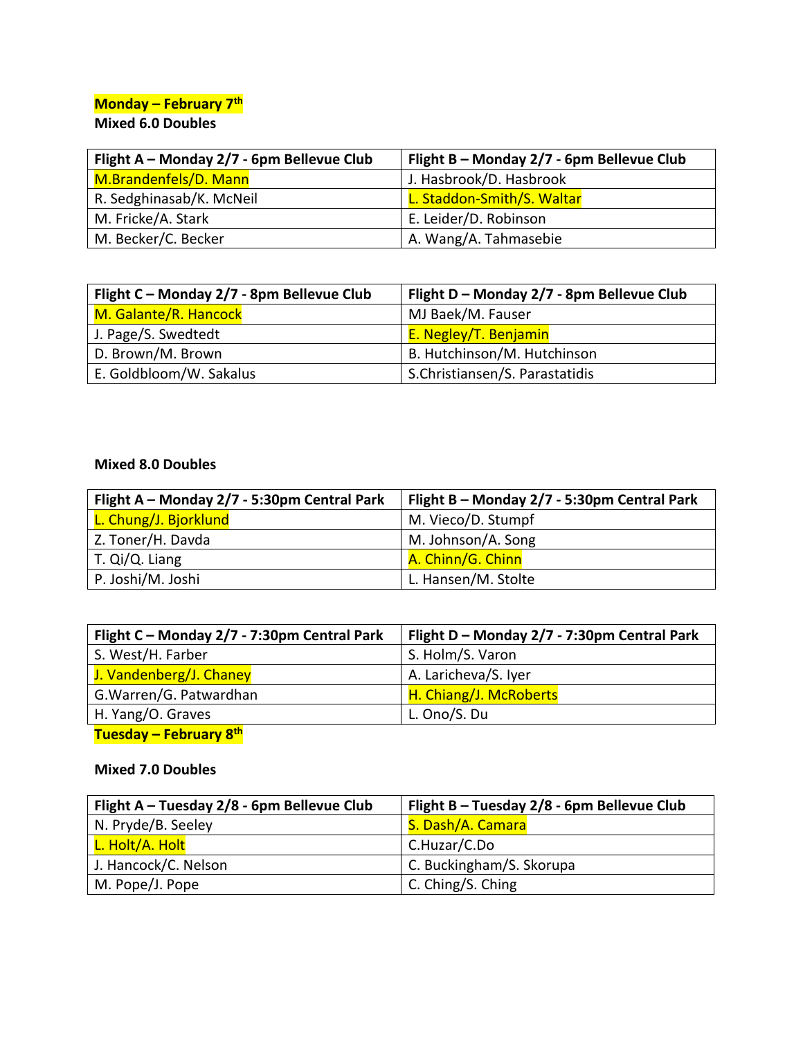**Monday – February 7th**

**Mixed 6.0 Doubles**

| Flight A – Monday 2/7 - 6pm Bellevue Club | Flight B – Monday 2/7 - 6pm Bellevue Club |
|---|---|
| M.Brandenfels/D. Mann | J. Hasbrook/D. Hasbrook |
| R. Sedghinasab/K. McNeil | L. Staddon-Smith/S. Waltar |
| M. Fricke/A. Stark | E. Leider/D. Robinson |
| M. Becker/C. Becker | A. Wang/A. Tahmasebie |

| Flight C – Monday 2/7 - 8pm Bellevue Club | Flight D – Monday 2/7 - 8pm Bellevue Club |
|---|---|
| M. Galante/R. Hancock | MJ Baek/M. Fauser |
| J. Page/S. Swedtedt | E. Negley/T. Benjamin |
| D. Brown/M. Brown | B. Hutchinson/M. Hutchinson |
| E. Goldbloom/W. Sakalus | S.Christiansen/S. Parastatidis |

**Mixed 8.0 Doubles**

| Flight A – Monday 2/7 - 5:30pm Central Park | Flight B – Monday 2/7 - 5:30pm Central Park |
|---|---|
| L. Chung/J. Bjorklund | M. Vieco/D. Stumpf |
| Z. Toner/H. Davda | M. Johnson/A. Song |
| T. Qi/Q. Liang | A. Chinn/G. Chinn |
| P. Joshi/M. Joshi | L. Hansen/M. Stolte |

| Flight C – Monday 2/7 - 7:30pm Central Park | Flight D – Monday 2/7 - 7:30pm Central Park |
|---|---|
| S. West/H. Farber | S. Holm/S. Varon |
| J. Vandenberg/J. Chaney | A. Laricheva/S. Iyer |
| G.Warren/G. Patwardhan | H. Chiang/J. McRoberts |
| H. Yang/O. Graves | L. Ono/S. Du |

**Tuesday – February 8th**

**Mixed 7.0 Doubles**

| Flight A – Tuesday 2/8 - 6pm Bellevue Club | Flight B – Tuesday 2/8 - 6pm Bellevue Club |
|---|---|
| N. Pryde/B. Seeley | S. Dash/A. Camara |
| L. Holt/A. Holt | C.Huzar/C.Do |
| J. Hancock/C. Nelson | C. Buckingham/S. Skorupa |
| M. Pope/J. Pope | C. Ching/S. Ching |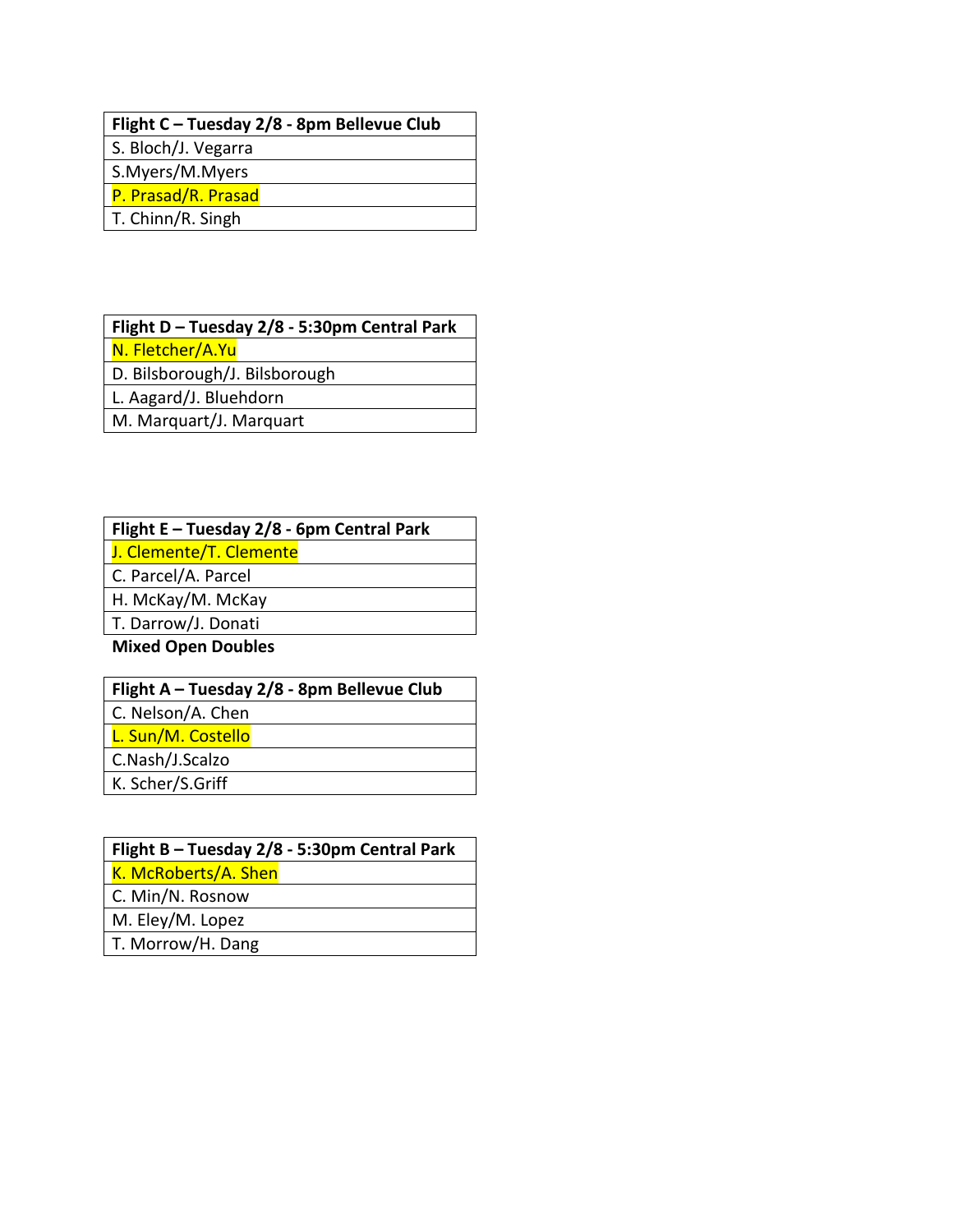| Flight C – Tuesday 2/8 - 8pm Bellevue Club |
| --- |
| S. Bloch/J. Vegarra |
| S.Myers/M.Myers |
| P. Prasad/R. Prasad |
| T. Chinn/R. Singh |

| Flight D – Tuesday 2/8 - 5:30pm Central Park |
| --- |
| N. Fletcher/A.Yu |
| D. Bilsborough/J. Bilsborough |
| L. Aagard/J. Bluehdorn |
| M. Marquart/J. Marquart |

| Flight E – Tuesday 2/8 - 6pm Central Park |
| --- |
| J. Clemente/T. Clemente |
| C. Parcel/A. Parcel |
| H. McKay/M. McKay |
| T. Darrow/J. Donati |

**Mixed Open Doubles**

| Flight A – Tuesday 2/8 - 8pm Bellevue Club |
| --- |
| C. Nelson/A. Chen |
| L. Sun/M. Costello |
| C.Nash/J.Scalzo |
| K. Scher/S.Griff |

| Flight B – Tuesday 2/8 - 5:30pm Central Park |
| --- |
| K. McRoberts/A. Shen |
| C. Min/N. Rosnow |
| M. Eley/M. Lopez |
| T. Morrow/H. Dang |